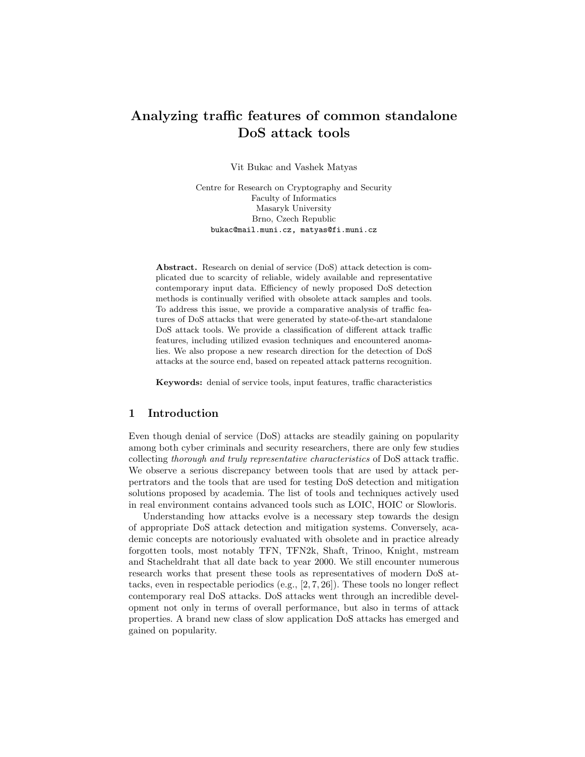# Analyzing traffic features of common standalone DoS attack tools

Vit Bukac and Vashek Matyas

Centre for Research on Cryptography and Security
Faculty of Informatics
Masaryk University
Brno, Czech Republic
bukac@mail.muni.cz, matyas@fi.muni.cz

**Abstract.** Research on denial of service (DoS) attack detection is complicated due to scarcity of reliable, widely available and representative contemporary input data. Efficiency of newly proposed DoS detection methods is continually verified with obsolete attack samples and tools. To address this issue, we provide a comparative analysis of traffic features of DoS attacks that were generated by state-of-the-art standalone DoS attack tools. We provide a classification of different attack traffic features, including utilized evasion techniques and encountered anomalies. We also propose a new research direction for the detection of DoS attacks at the source end, based on repeated attack patterns recognition.

**Keywords:** denial of service tools, input features, traffic characteristics

## 1 Introduction

Even though denial of service (DoS) attacks are steadily gaining on popularity among both cyber criminals and security researchers, there are only few studies collecting *thorough and truly representative characteristics* of DoS attack traffic. We observe a serious discrepancy between tools that are used by attack perpetrators and the tools that are used for testing DoS detection and mitigation solutions proposed by academia. The list of tools and techniques actively used in real environment contains advanced tools such as LOIC, HOIC or Slowloris.

Understanding how attacks evolve is a necessary step towards the design of appropriate DoS attack detection and mitigation systems. Conversely, academic concepts are notoriously evaluated with obsolete and in practice already forgotten tools, most notably TFN, TFN2k, Shaft, Trinoo, Knight, mstream and Stacheldraht that all date back to year 2000. We still encounter numerous research works that present these tools as representatives of modern DoS attacks, even in respectable periodics (e.g., [2, 7, 26]). These tools no longer reflect contemporary real DoS attacks. DoS attacks went through an incredible development not only in terms of overall performance, but also in terms of attack properties. A brand new class of slow application DoS attacks has emerged and gained on popularity.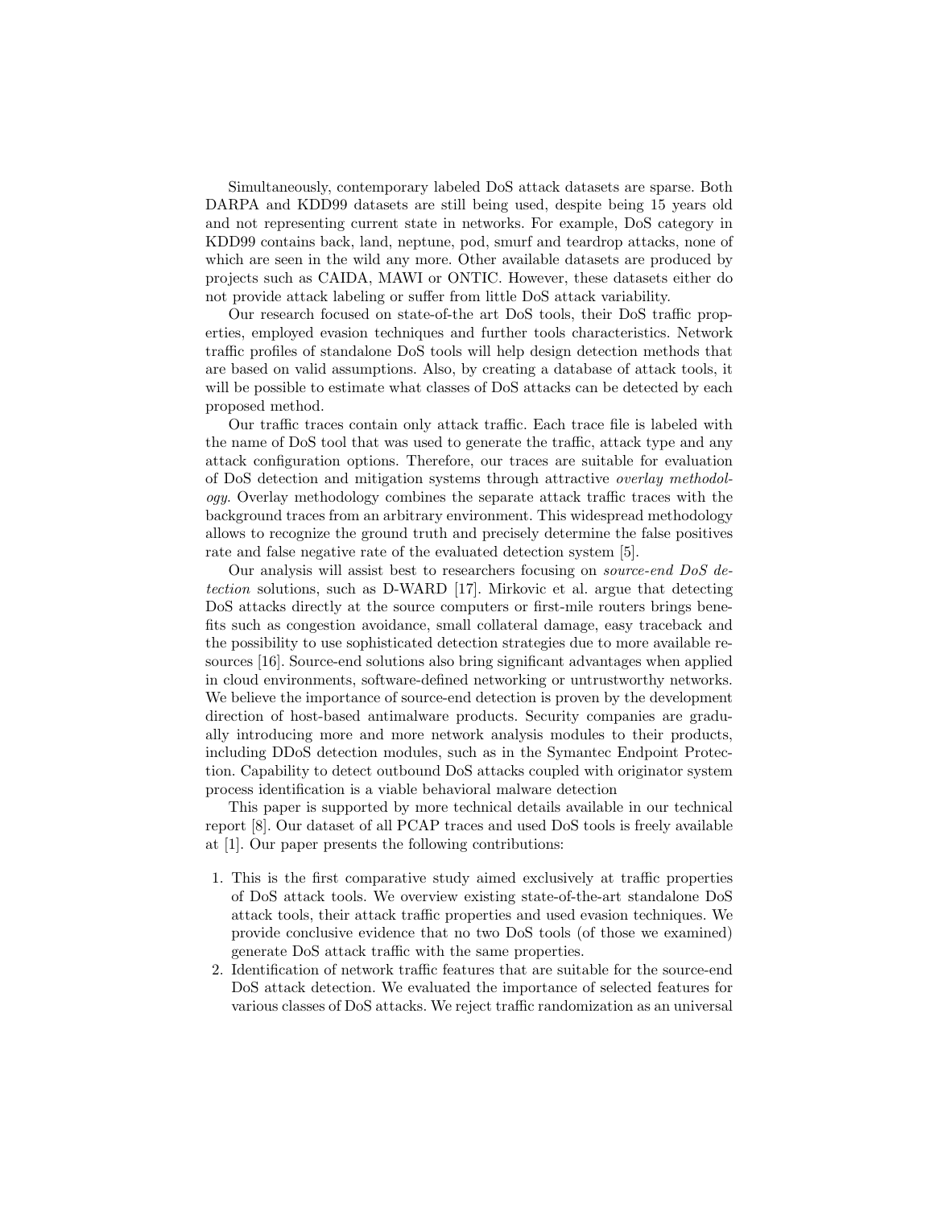Simultaneously, contemporary labeled DoS attack datasets are sparse. Both DARPA and KDD99 datasets are still being used, despite being 15 years old and not representing current state in networks. For example, DoS category in KDD99 contains back, land, neptune, pod, smurf and teardrop attacks, none of which are seen in the wild any more. Other available datasets are produced by projects such as CAIDA, MAWI or ONTIC. However, these datasets either do not provide attack labeling or suffer from little DoS attack variability.

Our research focused on state-of-the art DoS tools, their DoS traffic properties, employed evasion techniques and further tools characteristics. Network traffic profiles of standalone DoS tools will help design detection methods that are based on valid assumptions. Also, by creating a database of attack tools, it will be possible to estimate what classes of DoS attacks can be detected by each proposed method.

Our traffic traces contain only attack traffic. Each trace file is labeled with the name of DoS tool that was used to generate the traffic, attack type and any attack configuration options. Therefore, our traces are suitable for evaluation of DoS detection and mitigation systems through attractive *overlay methodology*. Overlay methodology combines the separate attack traffic traces with the background traces from an arbitrary environment. This widespread methodology allows to recognize the ground truth and precisely determine the false positives rate and false negative rate of the evaluated detection system [5].

Our analysis will assist best to researchers focusing on *source-end DoS detection* solutions, such as D-WARD [17]. Mirkovic et al. argue that detecting DoS attacks directly at the source computers or first-mile routers brings benefits such as congestion avoidance, small collateral damage, easy traceback and the possibility to use sophisticated detection strategies due to more available resources [16]. Source-end solutions also bring significant advantages when applied in cloud environments, software-defined networking or untrustworthy networks. We believe the importance of source-end detection is proven by the development direction of host-based antimalware products. Security companies are gradually introducing more and more network analysis modules to their products, including DDoS detection modules, such as in the Symantec Endpoint Protection. Capability to detect outbound DoS attacks coupled with originator system process identification is a viable behavioral malware detection

This paper is supported by more technical details available in our technical report [8]. Our dataset of all PCAP traces and used DoS tools is freely available at [1]. Our paper presents the following contributions:

1. This is the first comparative study aimed exclusively at traffic properties of DoS attack tools. We overview existing state-of-the-art standalone DoS attack tools, their attack traffic properties and used evasion techniques. We provide conclusive evidence that no two DoS tools (of those we examined) generate DoS attack traffic with the same properties.
2. Identification of network traffic features that are suitable for the source-end DoS attack detection. We evaluated the importance of selected features for various classes of DoS attacks. We reject traffic randomization as an universal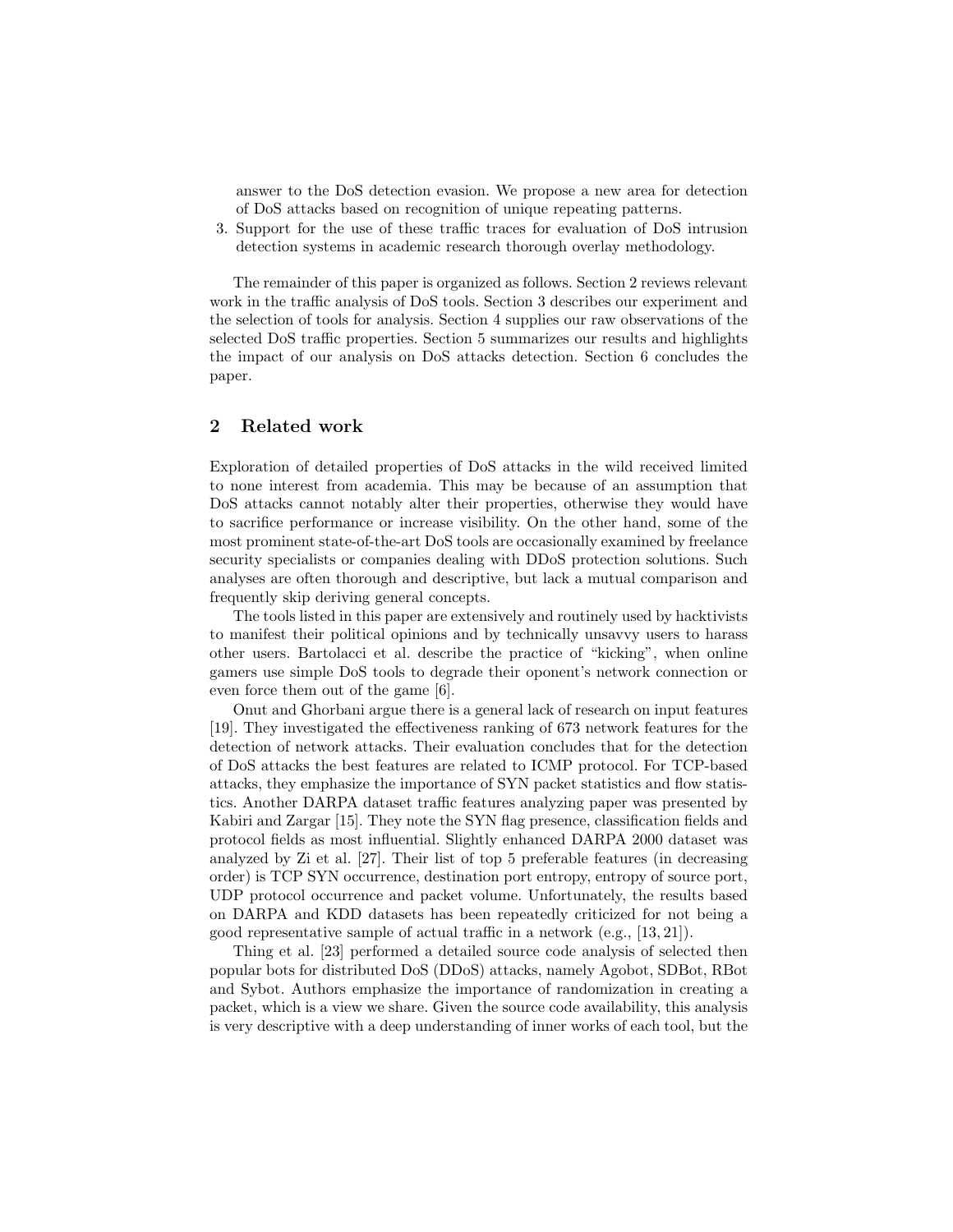answer to the DoS detection evasion. We propose a new area for detection of DoS attacks based on recognition of unique repeating patterns.

3. Support for the use of these traffic traces for evaluation of DoS intrusion detection systems in academic research thorough overlay methodology.

The remainder of this paper is organized as follows. Section 2 reviews relevant work in the traffic analysis of DoS tools. Section 3 describes our experiment and the selection of tools for analysis. Section 4 supplies our raw observations of the selected DoS traffic properties. Section 5 summarizes our results and highlights the impact of our analysis on DoS attacks detection. Section 6 concludes the paper.

## 2 Related work

Exploration of detailed properties of DoS attacks in the wild received limited to none interest from academia. This may be because of an assumption that DoS attacks cannot notably alter their properties, otherwise they would have to sacrifice performance or increase visibility. On the other hand, some of the most prominent state-of-the-art DoS tools are occasionally examined by freelance security specialists or companies dealing with DDoS protection solutions. Such analyses are often thorough and descriptive, but lack a mutual comparison and frequently skip deriving general concepts.

The tools listed in this paper are extensively and routinely used by hacktivists to manifest their political opinions and by technically unsavvy users to harass other users. Bartolacci et al. describe the practice of "kicking", when online gamers use simple DoS tools to degrade their oponent's network connection or even force them out of the game [6].

Onut and Ghorbani argue there is a general lack of research on input features [19]. They investigated the effectiveness ranking of 673 network features for the detection of network attacks. Their evaluation concludes that for the detection of DoS attacks the best features are related to ICMP protocol. For TCP-based attacks, they emphasize the importance of SYN packet statistics and flow statistics. Another DARPA dataset traffic features analyzing paper was presented by Kabiri and Zargar [15]. They note the SYN flag presence, classification fields and protocol fields as most influential. Slightly enhanced DARPA 2000 dataset was analyzed by Zi et al. [27]. Their list of top 5 preferable features (in decreasing order) is TCP SYN occurrence, destination port entropy, entropy of source port, UDP protocol occurrence and packet volume. Unfortunately, the results based on DARPA and KDD datasets has been repeatedly criticized for not being a good representative sample of actual traffic in a network (e.g., [13, 21]).

Thing et al. [23] performed a detailed source code analysis of selected then popular bots for distributed DoS (DDoS) attacks, namely Agobot, SDBot, RBot and Sybot. Authors emphasize the importance of randomization in creating a packet, which is a view we share. Given the source code availability, this analysis is very descriptive with a deep understanding of inner works of each tool, but the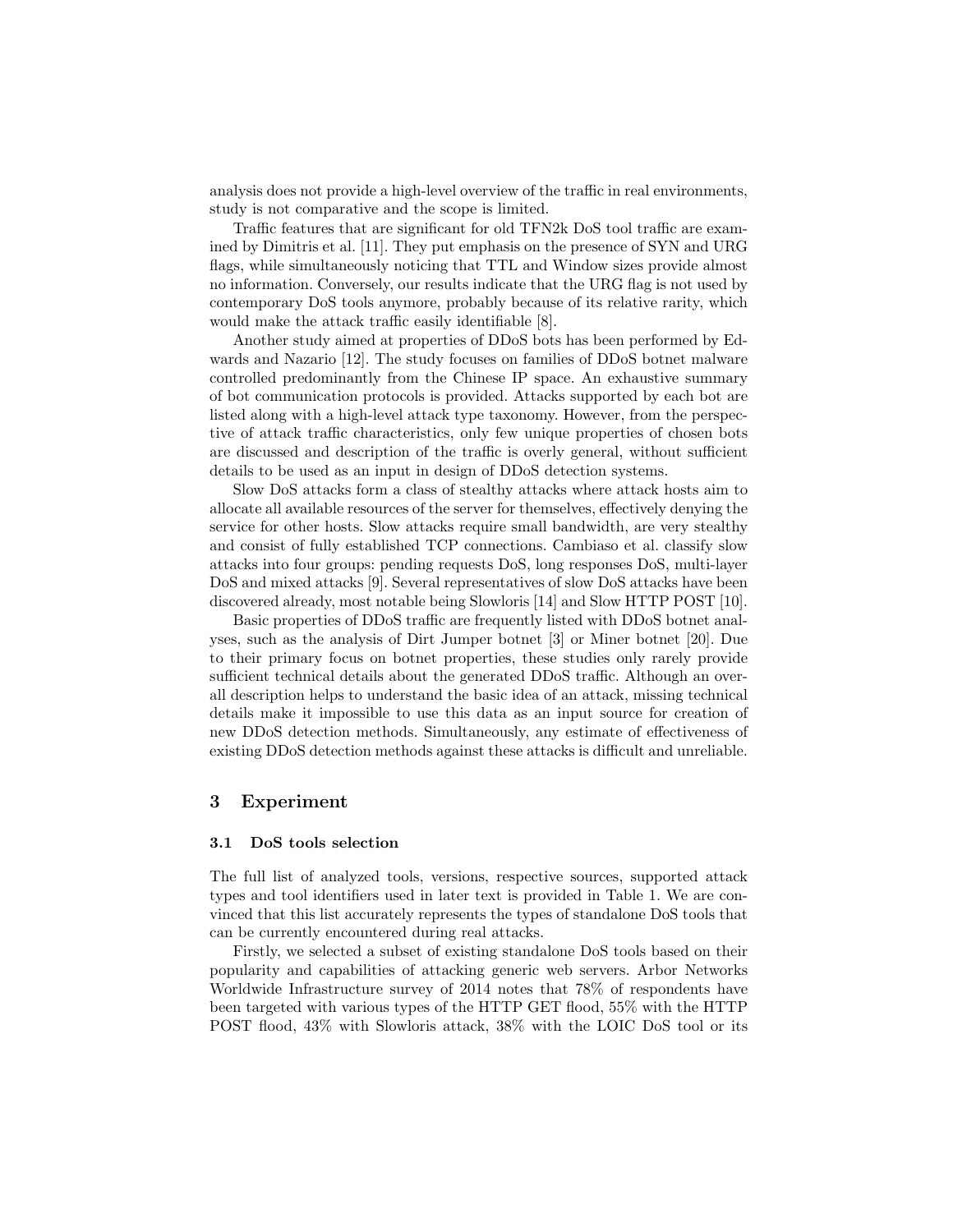analysis does not provide a high-level overview of the traffic in real environments, study is not comparative and the scope is limited.

Traffic features that are significant for old TFN2k DoS tool traffic are examined by Dimitris et al. [11]. They put emphasis on the presence of SYN and URG flags, while simultaneously noticing that TTL and Window sizes provide almost no information. Conversely, our results indicate that the URG flag is not used by contemporary DoS tools anymore, probably because of its relative rarity, which would make the attack traffic easily identifiable [8].

Another study aimed at properties of DDoS bots has been performed by Edwards and Nazario [12]. The study focuses on families of DDoS botnet malware controlled predominantly from the Chinese IP space. An exhaustive summary of bot communication protocols is provided. Attacks supported by each bot are listed along with a high-level attack type taxonomy. However, from the perspective of attack traffic characteristics, only few unique properties of chosen bots are discussed and description of the traffic is overly general, without sufficient details to be used as an input in design of DDoS detection systems.

Slow DoS attacks form a class of stealthy attacks where attack hosts aim to allocate all available resources of the server for themselves, effectively denying the service for other hosts. Slow attacks require small bandwidth, are very stealthy and consist of fully established TCP connections. Cambiaso et al. classify slow attacks into four groups: pending requests DoS, long responses DoS, multi-layer DoS and mixed attacks [9]. Several representatives of slow DoS attacks have been discovered already, most notable being Slowloris [14] and Slow HTTP POST [10].

Basic properties of DDoS traffic are frequently listed with DDoS botnet analyses, such as the analysis of Dirt Jumper botnet [3] or Miner botnet [20]. Due to their primary focus on botnet properties, these studies only rarely provide sufficient technical details about the generated DDoS traffic. Although an overall description helps to understand the basic idea of an attack, missing technical details make it impossible to use this data as an input source for creation of new DDoS detection methods. Simultaneously, any estimate of effectiveness of existing DDoS detection methods against these attacks is difficult and unreliable.

## 3 Experiment

### 3.1 DoS tools selection

The full list of analyzed tools, versions, respective sources, supported attack types and tool identifiers used in later text is provided in Table 1. We are convinced that this list accurately represents the types of standalone DoS tools that can be currently encountered during real attacks.

Firstly, we selected a subset of existing standalone DoS tools based on their popularity and capabilities of attacking generic web servers. Arbor Networks Worldwide Infrastructure survey of 2014 notes that 78% of respondents have been targeted with various types of the HTTP GET flood, 55% with the HTTP POST flood, 43% with Slowloris attack, 38% with the LOIC DoS tool or its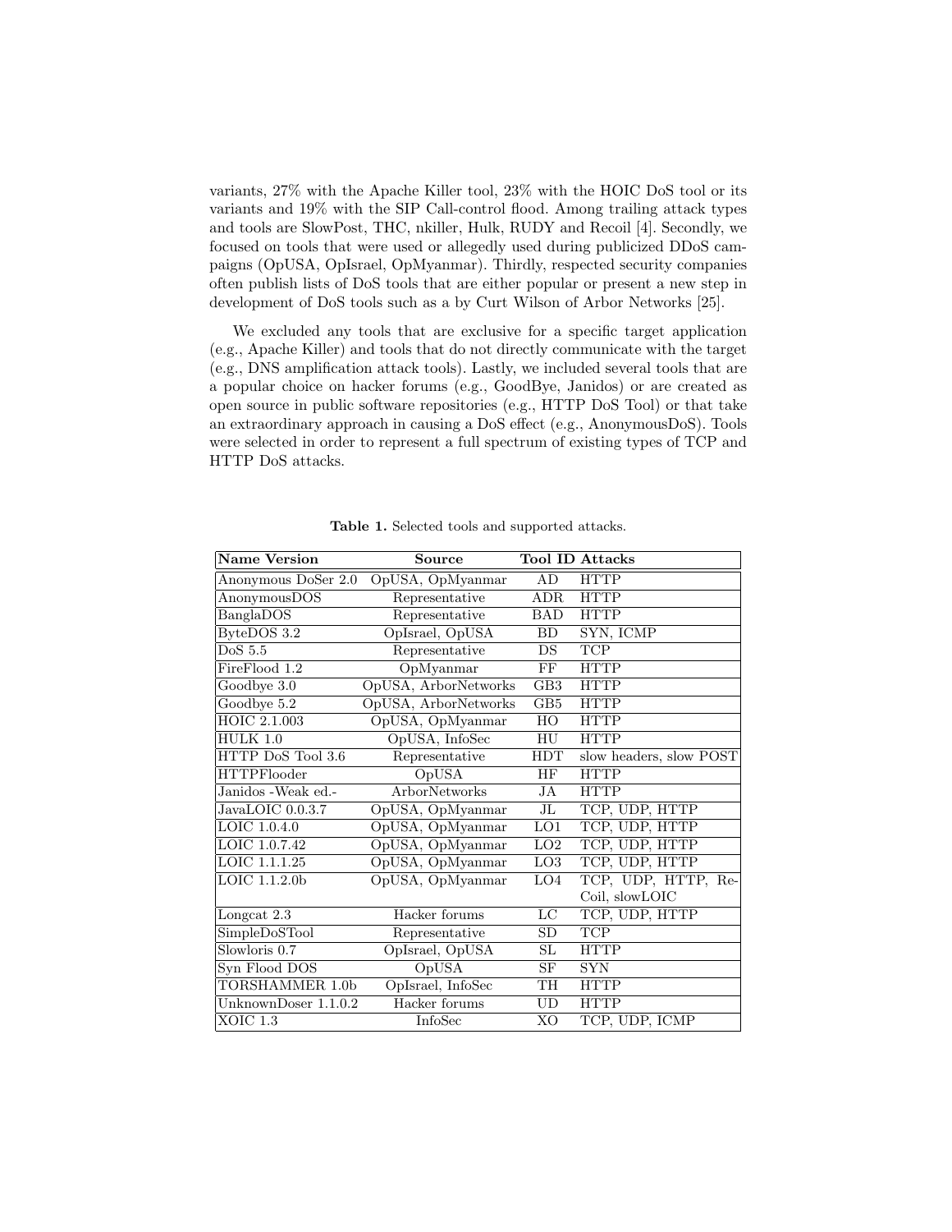variants, 27% with the Apache Killer tool, 23% with the HOIC DoS tool or its variants and 19% with the SIP Call-control flood. Among trailing attack types and tools are SlowPost, THC, nkiller, Hulk, RUDY and Recoil [4]. Secondly, we focused on tools that were used or allegedly used during publicized DDoS campaigns (OpUSA, OpIsrael, OpMyanmar). Thirdly, respected security companies often publish lists of DoS tools that are either popular or present a new step in development of DoS tools such as a by Curt Wilson of Arbor Networks [25].

We excluded any tools that are exclusive for a specific target application (e.g., Apache Killer) and tools that do not directly communicate with the target (e.g., DNS amplification attack tools). Lastly, we included several tools that are a popular choice on hacker forums (e.g., GoodBye, Janidos) or are created as open source in public software repositories (e.g., HTTP DoS Tool) or that take an extraordinary approach in causing a DoS effect (e.g., AnonymousDoS). Tools were selected in order to represent a full spectrum of existing types of TCP and HTTP DoS attacks.

**Table 1.** Selected tools and supported attacks.

| Name Version | Source | Tool ID | Attacks |
|---|---|---|---|
| Anonymous DoSer 2.0 | OpUSA, OpMyanmar | AD | HTTP |
| AnonymousDOS | Representative | ADR | HTTP |
| BanglaDOS | Representative | BAD | HTTP |
| ByteDOS 3.2 | OpIsrael, OpUSA | BD | SYN, ICMP |
| DoS 5.5 | Representative | DS | TCP |
| FireFlood 1.2 | OpMyanmar | FF | HTTP |
| Goodbye 3.0 | OpUSA, ArborNetworks | GB3 | HTTP |
| Goodbye 5.2 | OpUSA, ArborNetworks | GB5 | HTTP |
| HOIC 2.1.003 | OpUSA, OpMyanmar | HO | HTTP |
| HULK 1.0 | OpUSA, InfoSec | HU | HTTP |
| HTTP DoS Tool 3.6 | Representative | HDT | slow headers, slow POST |
| HTTPFlooder | OpUSA | HF | HTTP |
| Janidos -Weak ed.- | ArborNetworks | JA | HTTP |
| JavaLOIC 0.0.3.7 | OpUSA, OpMyanmar | JL | TCP, UDP, HTTP |
| LOIC 1.0.4.0 | OpUSA, OpMyanmar | LO1 | TCP, UDP, HTTP |
| LOIC 1.0.7.42 | OpUSA, OpMyanmar | LO2 | TCP, UDP, HTTP |
| LOIC 1.1.1.25 | OpUSA, OpMyanmar | LO3 | TCP, UDP, HTTP |
| LOIC 1.1.2.0b | OpUSA, OpMyanmar | LO4 | TCP, UDP, HTTP, ReCoil, slowLOIC |
| Longcat 2.3 | Hacker forums | LC | TCP, UDP, HTTP |
| SimpleDoSTool | Representative | SD | TCP |
| Slowloris 0.7 | OpIsrael, OpUSA | SL | HTTP |
| Syn Flood DOS | OpUSA | SF | SYN |
| TORSHAMMER 1.0b | OpIsrael, InfoSec | TH | HTTP |
| UnknownDoser 1.1.0.2 | Hacker forums | UD | HTTP |
| XOIC 1.3 | InfoSec | XO | TCP, UDP, ICMP |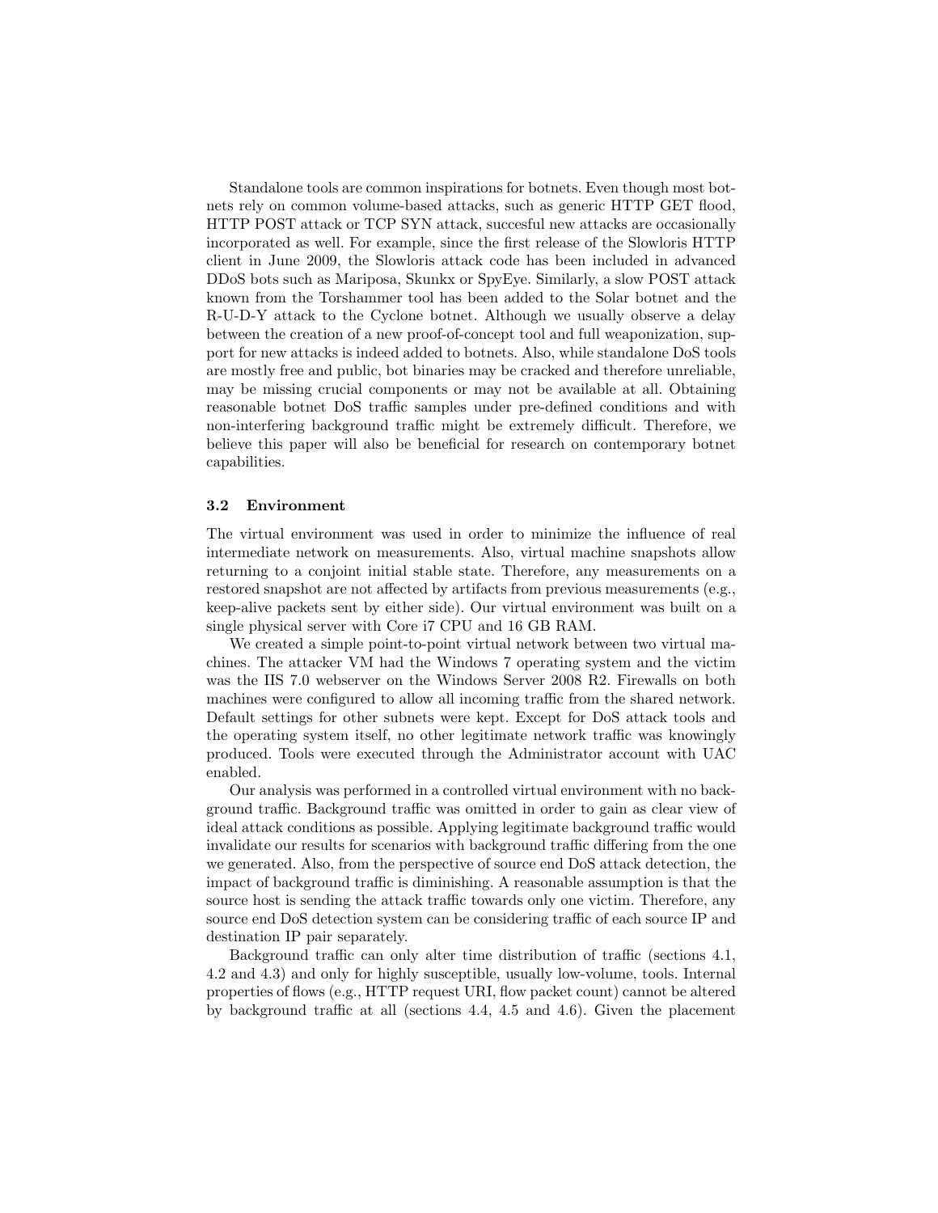Standalone tools are common inspirations for botnets. Even though most botnets rely on common volume-based attacks, such as generic HTTP GET flood, HTTP POST attack or TCP SYN attack, succesful new attacks are occasionally incorporated as well. For example, since the first release of the Slowloris HTTP client in June 2009, the Slowloris attack code has been included in advanced DDoS bots such as Mariposa, Skunkx or SpyEye. Similarly, a slow POST attack known from the Torshammer tool has been added to the Solar botnet and the R-U-D-Y attack to the Cyclone botnet. Although we usually observe a delay between the creation of a new proof-of-concept tool and full weaponization, support for new attacks is indeed added to botnets. Also, while standalone DoS tools are mostly free and public, bot binaries may be cracked and therefore unreliable, may be missing crucial components or may not be available at all. Obtaining reasonable botnet DoS traffic samples under pre-defined conditions and with non-interfering background traffic might be extremely difficult. Therefore, we believe this paper will also be beneficial for research on contemporary botnet capabilities.

### 3.2 Environment

The virtual environment was used in order to minimize the influence of real intermediate network on measurements. Also, virtual machine snapshots allow returning to a conjoint initial stable state. Therefore, any measurements on a restored snapshot are not affected by artifacts from previous measurements (e.g., keep-alive packets sent by either side). Our virtual environment was built on a single physical server with Core i7 CPU and 16 GB RAM.

We created a simple point-to-point virtual network between two virtual machines. The attacker VM had the Windows 7 operating system and the victim was the IIS 7.0 webserver on the Windows Server 2008 R2. Firewalls on both machines were configured to allow all incoming traffic from the shared network. Default settings for other subnets were kept. Except for DoS attack tools and the operating system itself, no other legitimate network traffic was knowingly produced. Tools were executed through the Administrator account with UAC enabled.

Our analysis was performed in a controlled virtual environment with no background traffic. Background traffic was omitted in order to gain as clear view of ideal attack conditions as possible. Applying legitimate background traffic would invalidate our results for scenarios with background traffic differing from the one we generated. Also, from the perspective of source end DoS attack detection, the impact of background traffic is diminishing. A reasonable assumption is that the source host is sending the attack traffic towards only one victim. Therefore, any source end DoS detection system can be considering traffic of each source IP and destination IP pair separately.

Background traffic can only alter time distribution of traffic (sections 4.1, 4.2 and 4.3) and only for highly susceptible, usually low-volume, tools. Internal properties of flows (e.g., HTTP request URI, flow packet count) cannot be altered by background traffic at all (sections 4.4, 4.5 and 4.6). Given the placement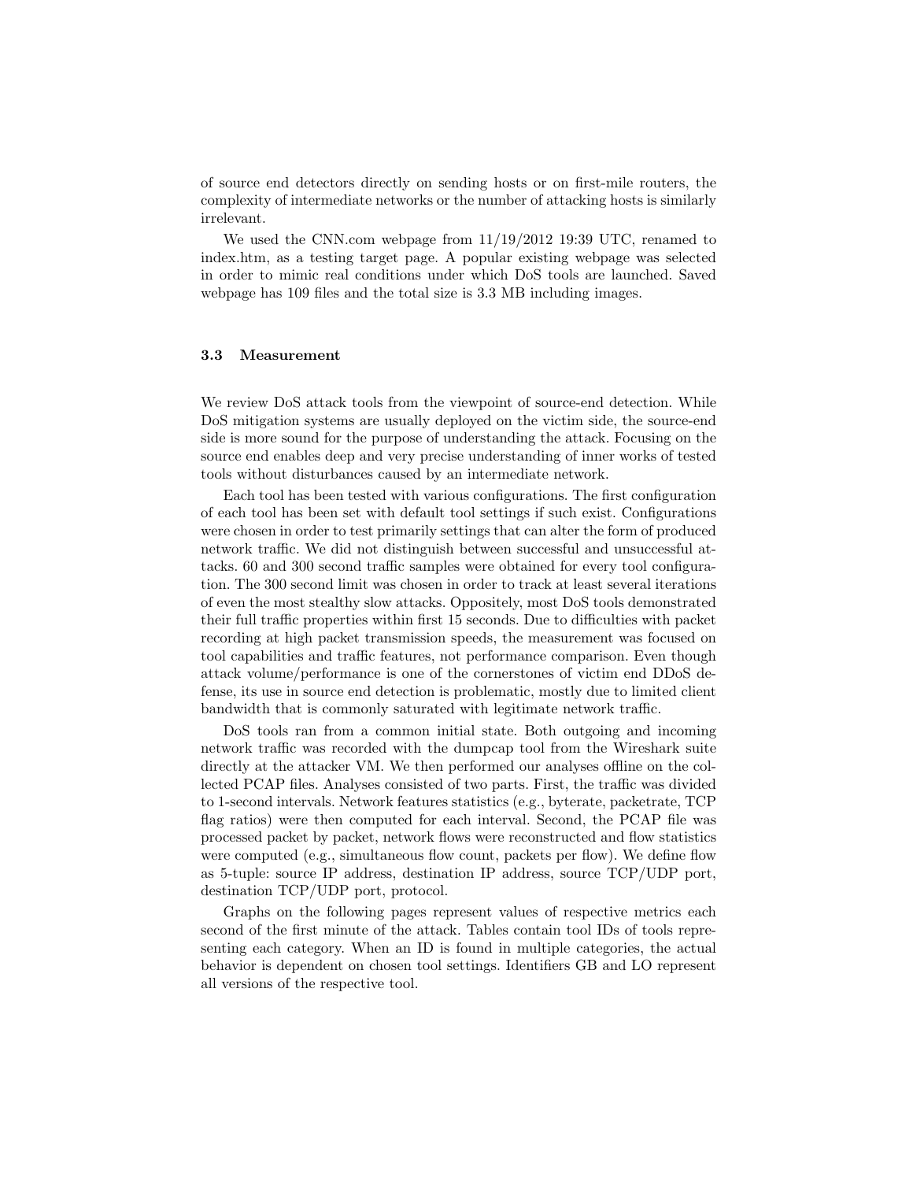of source end detectors directly on sending hosts or on first-mile routers, the complexity of intermediate networks or the number of attacking hosts is similarly irrelevant.

We used the CNN.com webpage from 11/19/2012 19:39 UTC, renamed to index.htm, as a testing target page. A popular existing webpage was selected in order to mimic real conditions under which DoS tools are launched. Saved webpage has 109 files and the total size is 3.3 MB including images.

### 3.3 Measurement

We review DoS attack tools from the viewpoint of source-end detection. While DoS mitigation systems are usually deployed on the victim side, the source-end side is more sound for the purpose of understanding the attack. Focusing on the source end enables deep and very precise understanding of inner works of tested tools without disturbances caused by an intermediate network.

Each tool has been tested with various configurations. The first configuration of each tool has been set with default tool settings if such exist. Configurations were chosen in order to test primarily settings that can alter the form of produced network traffic. We did not distinguish between successful and unsuccessful attacks. 60 and 300 second traffic samples were obtained for every tool configuration. The 300 second limit was chosen in order to track at least several iterations of even the most stealthy slow attacks. Oppositely, most DoS tools demonstrated their full traffic properties within first 15 seconds. Due to difficulties with packet recording at high packet transmission speeds, the measurement was focused on tool capabilities and traffic features, not performance comparison. Even though attack volume/performance is one of the cornerstones of victim end DDoS defense, its use in source end detection is problematic, mostly due to limited client bandwidth that is commonly saturated with legitimate network traffic.

DoS tools ran from a common initial state. Both outgoing and incoming network traffic was recorded with the dumpcap tool from the Wireshark suite directly at the attacker VM. We then performed our analyses offline on the collected PCAP files. Analyses consisted of two parts. First, the traffic was divided to 1-second intervals. Network features statistics (e.g., byterate, packetrate, TCP flag ratios) were then computed for each interval. Second, the PCAP file was processed packet by packet, network flows were reconstructed and flow statistics were computed (e.g., simultaneous flow count, packets per flow). We define flow as 5-tuple: source IP address, destination IP address, source TCP/UDP port, destination TCP/UDP port, protocol.

Graphs on the following pages represent values of respective metrics each second of the first minute of the attack. Tables contain tool IDs of tools representing each category. When an ID is found in multiple categories, the actual behavior is dependent on chosen tool settings. Identifiers GB and LO represent all versions of the respective tool.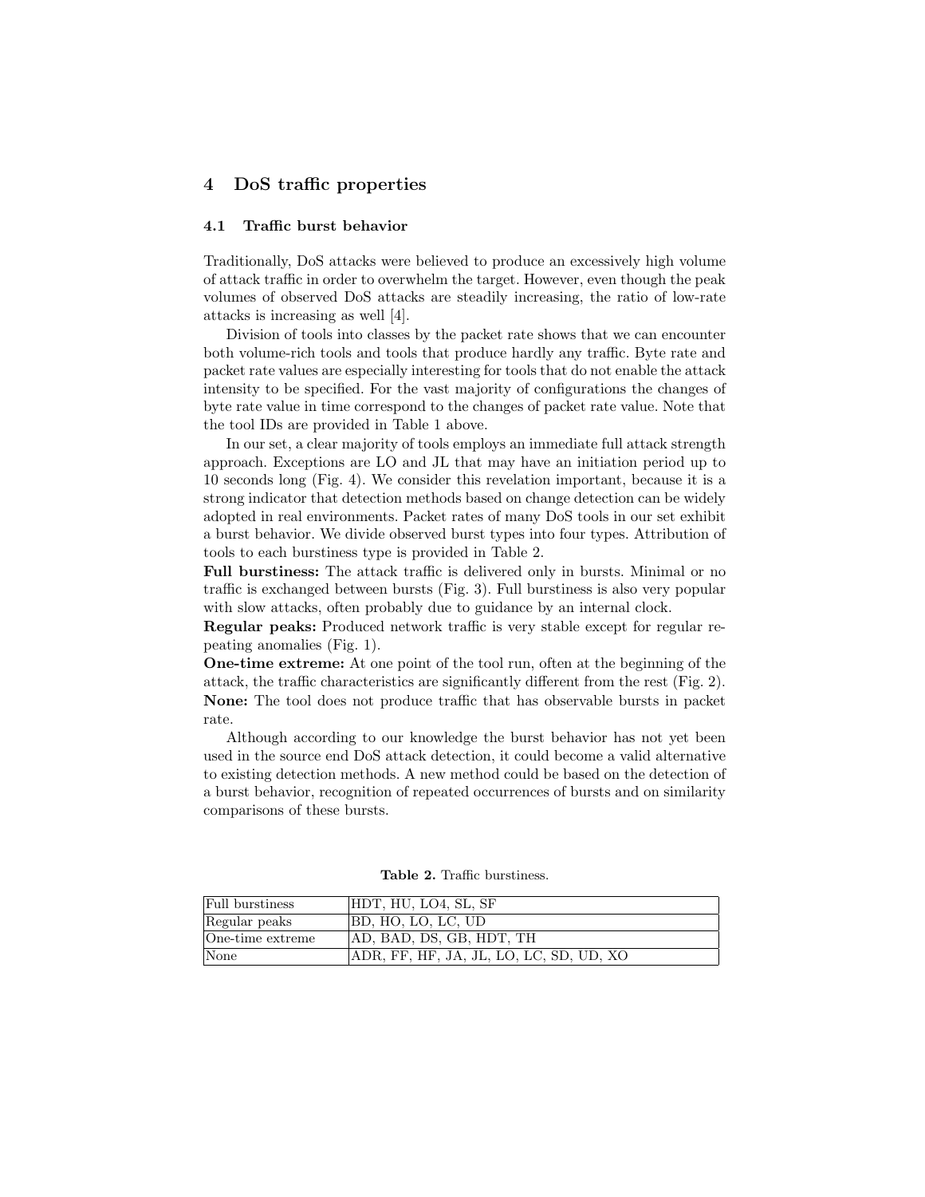## 4 DoS traffic properties

### 4.1 Traffic burst behavior

Traditionally, DoS attacks were believed to produce an excessively high volume of attack traffic in order to overwhelm the target. However, even though the peak volumes of observed DoS attacks are steadily increasing, the ratio of low-rate attacks is increasing as well [4].

Division of tools into classes by the packet rate shows that we can encounter both volume-rich tools and tools that produce hardly any traffic. Byte rate and packet rate values are especially interesting for tools that do not enable the attack intensity to be specified. For the vast majority of configurations the changes of byte rate value in time correspond to the changes of packet rate value. Note that the tool IDs are provided in Table 1 above.

In our set, a clear majority of tools employs an immediate full attack strength approach. Exceptions are LO and JL that may have an initiation period up to 10 seconds long (Fig. 4). We consider this revelation important, because it is a strong indicator that detection methods based on change detection can be widely adopted in real environments. Packet rates of many DoS tools in our set exhibit a burst behavior. We divide observed burst types into four types. Attribution of tools to each burstiness type is provided in Table 2.

**Full burstiness:** The attack traffic is delivered only in bursts. Minimal or no traffic is exchanged between bursts (Fig. 3). Full burstiness is also very popular with slow attacks, often probably due to guidance by an internal clock.

**Regular peaks:** Produced network traffic is very stable except for regular repeating anomalies (Fig. 1).

**One-time extreme:** At one point of the tool run, often at the beginning of the attack, the traffic characteristics are significantly different from the rest (Fig. 2).

**None:** The tool does not produce traffic that has observable bursts in packet rate.

Although according to our knowledge the burst behavior has not yet been used in the source end DoS attack detection, it could become a valid alternative to existing detection methods. A new method could be based on the detection of a burst behavior, recognition of repeated occurrences of bursts and on similarity comparisons of these bursts.

**Table 2.** Traffic burstiness.

| | |
|---|---|
| Full burstiness | HDT, HU, LO4, SL, SF |
| Regular peaks | BD, HO, LO, LC, UD |
| One-time extreme | AD, BAD, DS, GB, HDT, TH |
| None | ADR, FF, HF, JA, JL, LO, LC, SD, UD, XO |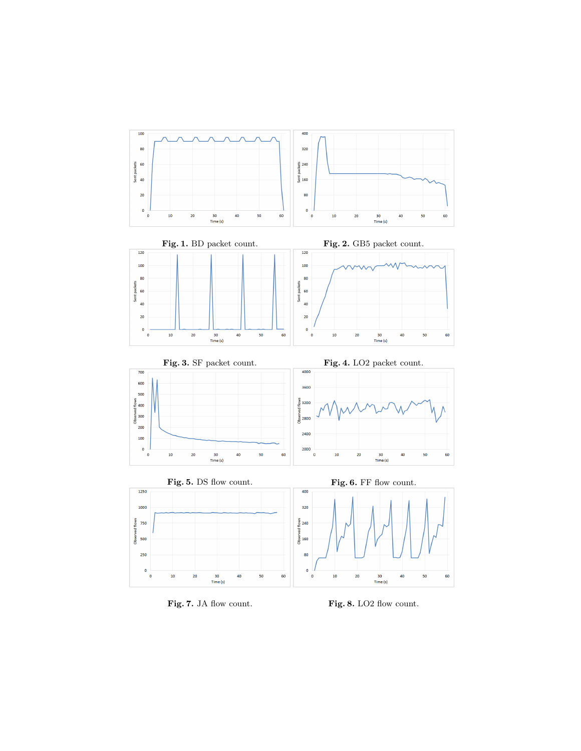Fig. 1. BD packet count.

Fig. 2. GB5 packet count.

Fig. 3. SF packet count.

Fig. 4. LO2 packet count.

Fig. 5. DS flow count.

Fig. 6. FF flow count.

Fig. 7. JA flow count.

Fig. 8. LO2 flow count.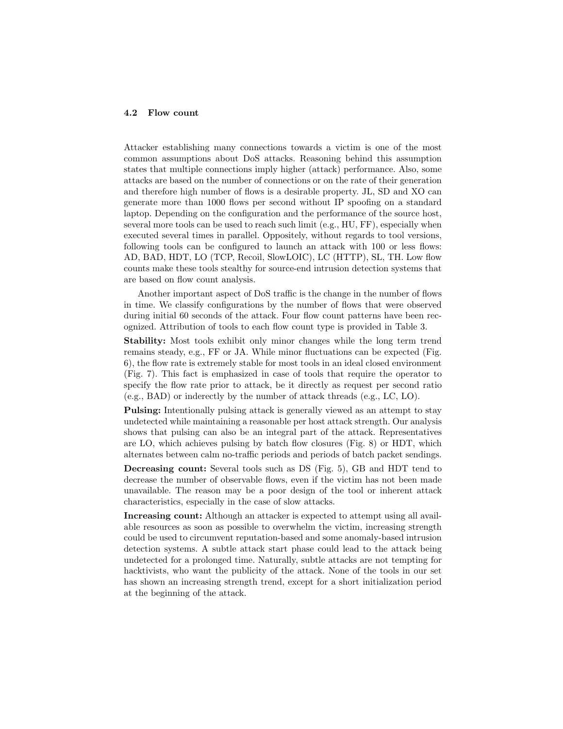### 4.2 Flow count

Attacker establishing many connections towards a victim is one of the most common assumptions about DoS attacks. Reasoning behind this assumption states that multiple connections imply higher (attack) performance. Also, some attacks are based on the number of connections or on the rate of their generation and therefore high number of flows is a desirable property. JL, SD and XO can generate more than 1000 flows per second without IP spoofing on a standard laptop. Depending on the configuration and the performance of the source host, several more tools can be used to reach such limit (e.g., HU, FF), especially when executed several times in parallel. Oppositely, without regards to tool versions, following tools can be configured to launch an attack with 100 or less flows: AD, BAD, HDT, LO (TCP, Recoil, SlowLOIC), LC (HTTP), SL, TH. Low flow counts make these tools stealthy for source-end intrusion detection systems that are based on flow count analysis.

Another important aspect of DoS traffic is the change in the number of flows in time. We classify configurations by the number of flows that were observed during initial 60 seconds of the attack. Four flow count patterns have been recognized. Attribution of tools to each flow count type is provided in Table 3.

**Stability:** Most tools exhibit only minor changes while the long term trend remains steady, e.g., FF or JA. While minor fluctuations can be expected (Fig. 6), the flow rate is extremely stable for most tools in an ideal closed environment (Fig. 7). This fact is emphasized in case of tools that require the operator to specify the flow rate prior to attack, be it directly as request per second ratio (e.g., BAD) or inderectly by the number of attack threads (e.g., LC, LO).

**Pulsing:** Intentionally pulsing attack is generally viewed as an attempt to stay undetected while maintaining a reasonable per host attack strength. Our analysis shows that pulsing can also be an integral part of the attack. Representatives are LO, which achieves pulsing by batch flow closures (Fig. 8) or HDT, which alternates between calm no-traffic periods and periods of batch packet sendings.

**Decreasing count:** Several tools such as DS (Fig. 5), GB and HDT tend to decrease the number of observable flows, even if the victim has not been made unavailable. The reason may be a poor design of the tool or inherent attack characteristics, especially in the case of slow attacks.

**Increasing count:** Although an attacker is expected to attempt using all available resources as soon as possible to overwhelm the victim, increasing strength could be used to circumvent reputation-based and some anomaly-based intrusion detection systems. A subtle attack start phase could lead to the attack being undetected for a prolonged time. Naturally, subtle attacks are not tempting for hacktivists, who want the publicity of the attack. None of the tools in our set has shown an increasing strength trend, except for a short initialization period at the beginning of the attack.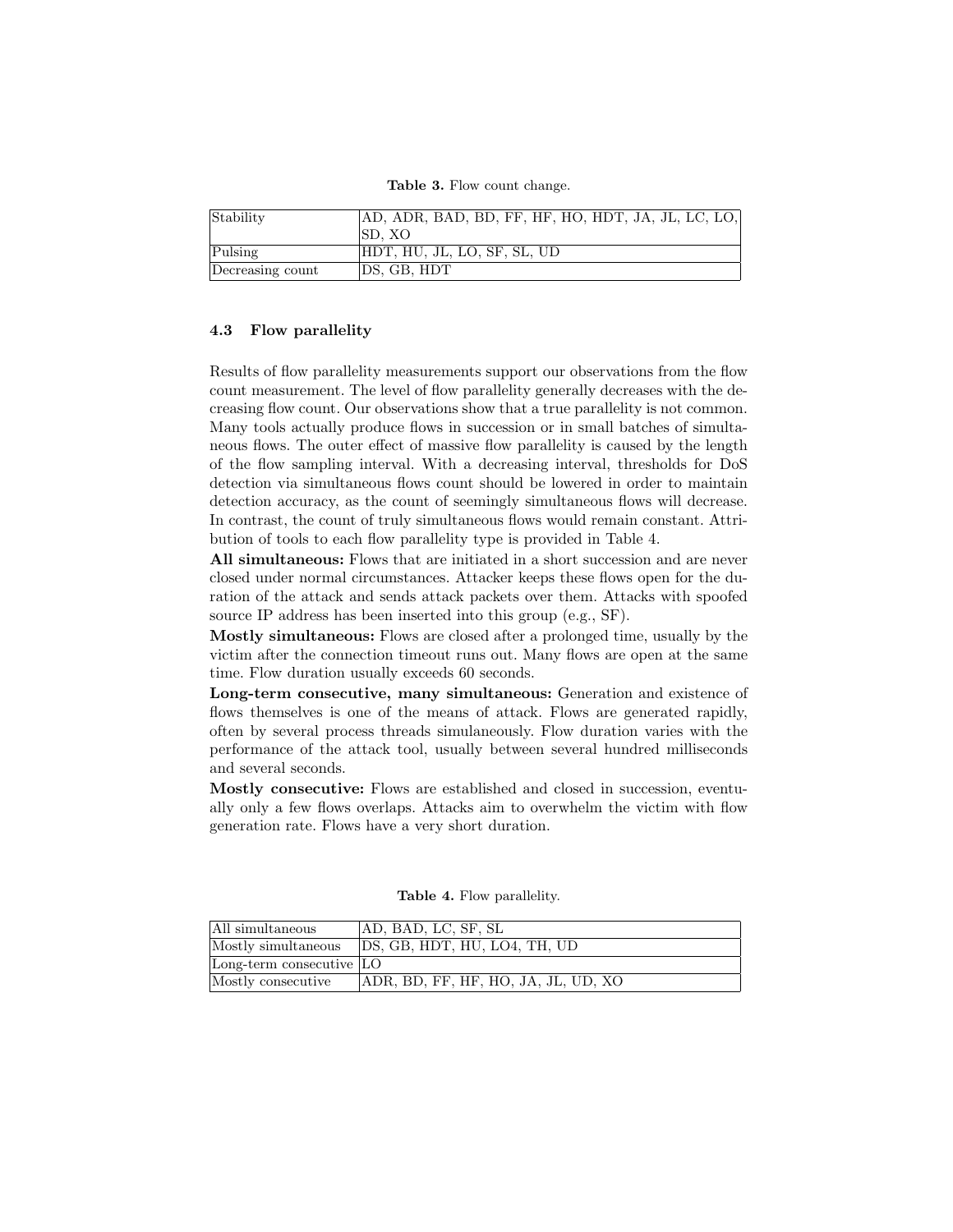Table 3. Flow count change.

| | |
|---|---|
| Stability | AD, ADR, BAD, BD, FF, HF, HO, HDT, JA, JL, LC, LO, SD, XO |
| Pulsing | HDT, HU, JL, LO, SF, SL, UD |
| Decreasing count | DS, GB, HDT |

### 4.3 Flow parallelity

Results of flow parallelity measurements support our observations from the flow count measurement. The level of flow parallelity generally decreases with the decreasing flow count. Our observations show that a true parallelity is not common. Many tools actually produce flows in succession or in small batches of simultaneous flows. The outer effect of massive flow parallelity is caused by the length of the flow sampling interval. With a decreasing interval, thresholds for DoS detection via simultaneous flows count should be lowered in order to maintain detection accuracy, as the count of seemingly simultaneous flows will decrease. In contrast, the count of truly simultaneous flows would remain constant. Attribution of tools to each flow parallelity type is provided in Table 4.

**All simultaneous:** Flows that are initiated in a short succession and are never closed under normal circumstances. Attacker keeps these flows open for the duration of the attack and sends attack packets over them. Attacks with spoofed source IP address has been inserted into this group (e.g., SF).

**Mostly simultaneous:** Flows are closed after a prolonged time, usually by the victim after the connection timeout runs out. Many flows are open at the same time. Flow duration usually exceeds 60 seconds.

**Long-term consecutive, many simultaneous:** Generation and existence of flows themselves is one of the means of attack. Flows are generated rapidly, often by several process threads simulaneously. Flow duration varies with the performance of the attack tool, usually between several hundred milliseconds and several seconds.

**Mostly consecutive:** Flows are established and closed in succession, eventually only a few flows overlaps. Attacks aim to overwhelm the victim with flow generation rate. Flows have a very short duration.

Table 4. Flow parallelity.

| | |
|---|---|
| All simultaneous | AD, BAD, LC, SF, SL |
| Mostly simultaneous | DS, GB, HDT, HU, LO4, TH, UD |
| Long-term consecutive | LO |
| Mostly consecutive | ADR, BD, FF, HF, HO, JA, JL, UD, XO |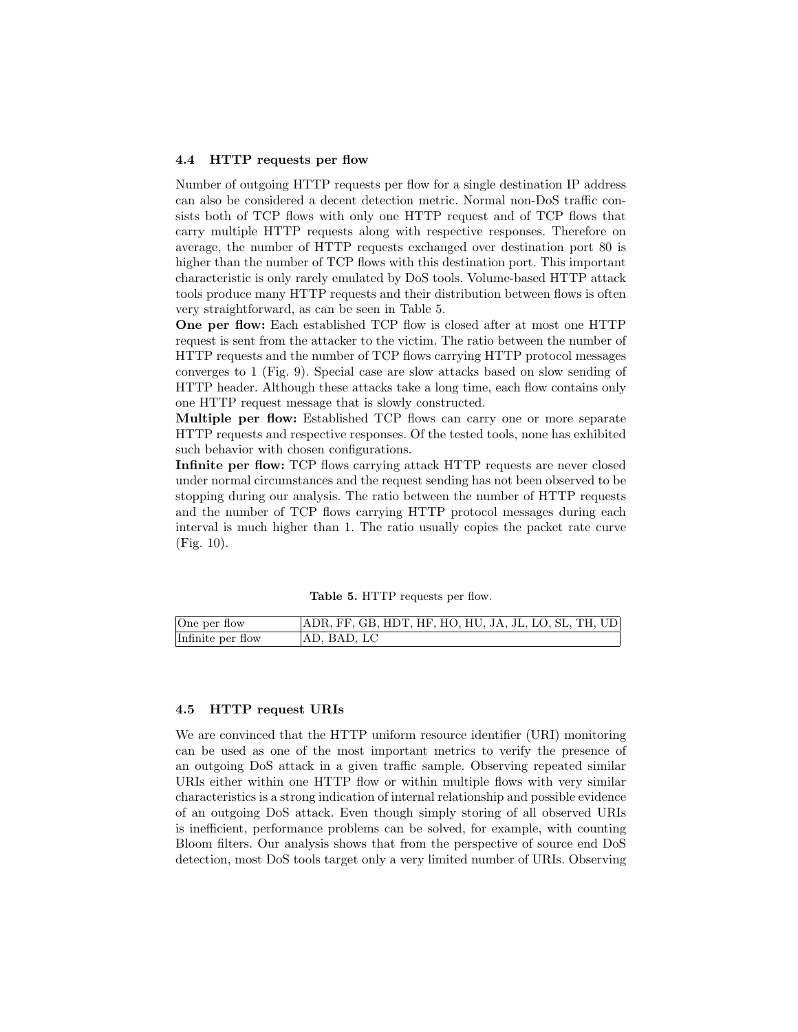### 4.4 HTTP requests per flow

Number of outgoing HTTP requests per flow for a single destination IP address can also be considered a decent detection metric. Normal non-DoS traffic consists both of TCP flows with only one HTTP request and of TCP flows that carry multiple HTTP requests along with respective responses. Therefore on average, the number of HTTP requests exchanged over destination port 80 is higher than the number of TCP flows with this destination port. This important characteristic is only rarely emulated by DoS tools. Volume-based HTTP attack tools produce many HTTP requests and their distribution between flows is often very straightforward, as can be seen in Table 5.

**One per flow:** Each established TCP flow is closed after at most one HTTP request is sent from the attacker to the victim. The ratio between the number of HTTP requests and the number of TCP flows carrying HTTP protocol messages converges to 1 (Fig. 9). Special case are slow attacks based on slow sending of HTTP header. Although these attacks take a long time, each flow contains only one HTTP request message that is slowly constructed.

**Multiple per flow:** Established TCP flows can carry one or more separate HTTP requests and respective responses. Of the tested tools, none has exhibited such behavior with chosen configurations.

**Infinite per flow:** TCP flows carrying attack HTTP requests are never closed under normal circumstances and the request sending has not been observed to be stopping during our analysis. The ratio between the number of HTTP requests and the number of TCP flows carrying HTTP protocol messages during each interval is much higher than 1. The ratio usually copies the packet rate curve (Fig. 10).

**Table 5.** HTTP requests per flow.

| | |
|---|---|
| One per flow | ADR, FF, GB, HDT, HF, HO, HU, JA, JL, LO, SL, TH, UD |
| Infinite per flow | AD, BAD, LC |

### 4.5 HTTP request URIs

We are convinced that the HTTP uniform resource identifier (URI) monitoring can be used as one of the most important metrics to verify the presence of an outgoing DoS attack in a given traffic sample. Observing repeated similar URIs either within one HTTP flow or within multiple flows with very similar characteristics is a strong indication of internal relationship and possible evidence of an outgoing DoS attack. Even though simply storing of all observed URIs is inefficient, performance problems can be solved, for example, with counting Bloom filters. Our analysis shows that from the perspective of source end DoS detection, most DoS tools target only a very limited number of URIs. Observing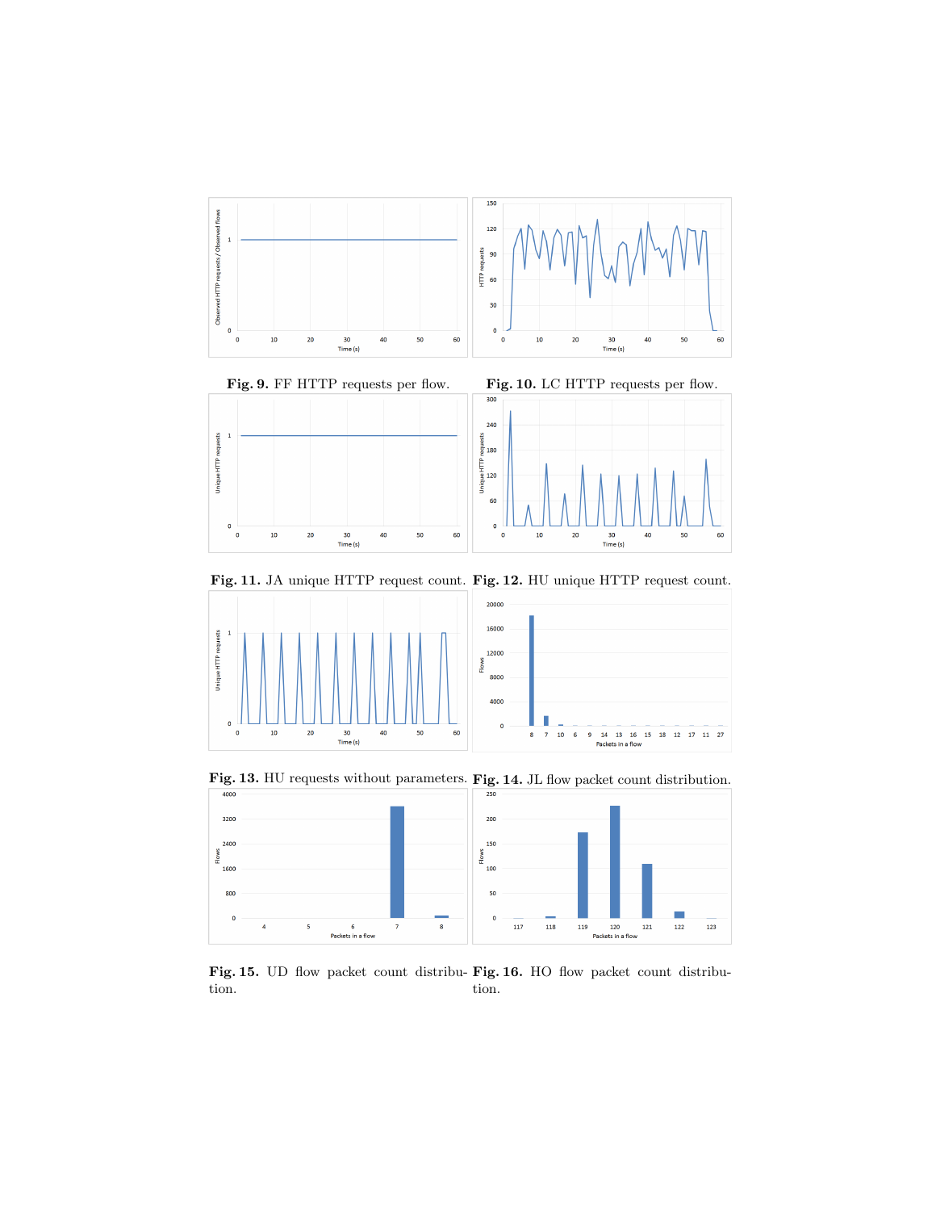**Fig. 9.** FF HTTP requests per flow.

**Fig. 10.** LC HTTP requests per flow.

**Fig. 11.** JA unique HTTP request count.

**Fig. 12.** HU unique HTTP request count.

**Fig. 13.** HU requests without parameters.

**Fig. 14.** JL flow packet count distribution.

**Fig. 15.** UD flow packet count distribution.

**Fig. 16.** HO flow packet count distribution.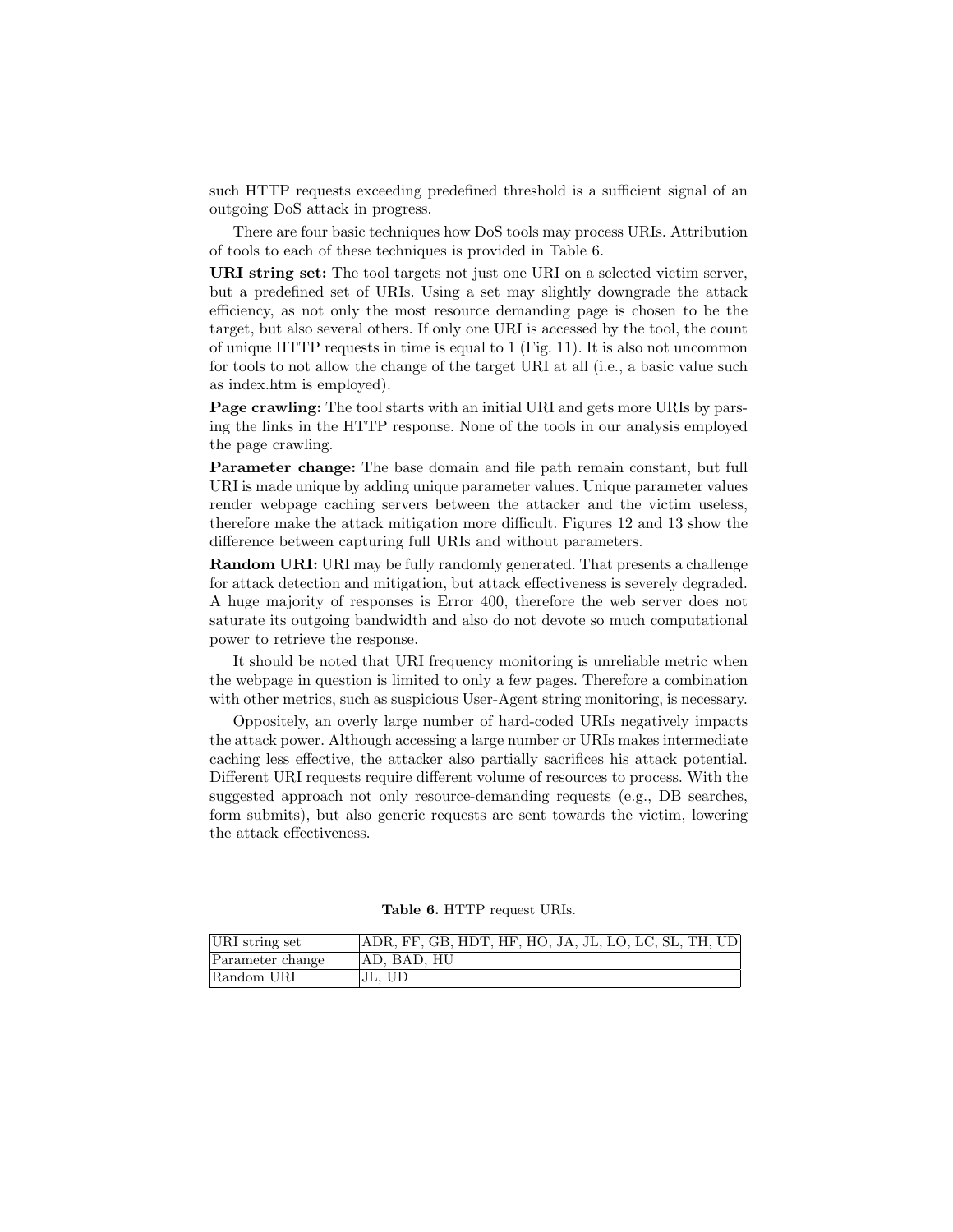such HTTP requests exceeding predefined threshold is a sufficient signal of an outgoing DoS attack in progress.

There are four basic techniques how DoS tools may process URIs. Attribution of tools to each of these techniques is provided in Table 6.

**URI string set:** The tool targets not just one URI on a selected victim server, but a predefined set of URIs. Using a set may slightly downgrade the attack efficiency, as not only the most resource demanding page is chosen to be the target, but also several others. If only one URI is accessed by the tool, the count of unique HTTP requests in time is equal to 1 (Fig. 11). It is also not uncommon for tools to not allow the change of the target URI at all (i.e., a basic value such as index.htm is employed).

**Page crawling:** The tool starts with an initial URI and gets more URIs by parsing the links in the HTTP response. None of the tools in our analysis employed the page crawling.

**Parameter change:** The base domain and file path remain constant, but full URI is made unique by adding unique parameter values. Unique parameter values render webpage caching servers between the attacker and the victim useless, therefore make the attack mitigation more difficult. Figures 12 and 13 show the difference between capturing full URIs and without parameters.

**Random URI:** URI may be fully randomly generated. That presents a challenge for attack detection and mitigation, but attack effectiveness is severely degraded. A huge majority of responses is Error 400, therefore the web server does not saturate its outgoing bandwidth and also do not devote so much computational power to retrieve the response.

It should be noted that URI frequency monitoring is unreliable metric when the webpage in question is limited to only a few pages. Therefore a combination with other metrics, such as suspicious User-Agent string monitoring, is necessary.

Oppositely, an overly large number of hard-coded URIs negatively impacts the attack power. Although accessing a large number or URIs makes intermediate caching less effective, the attacker also partially sacrifices his attack potential. Different URI requests require different volume of resources to process. With the suggested approach not only resource-demanding requests (e.g., DB searches, form submits), but also generic requests are sent towards the victim, lowering the attack effectiveness.

**Table 6.** HTTP request URIs.

| | |
|---|---|
| URI string set | ADR, FF, GB, HDT, HF, HO, JA, JL, LO, LC, SL, TH, UD |
| Parameter change | AD, BAD, HU |
| Random URI | JL, UD |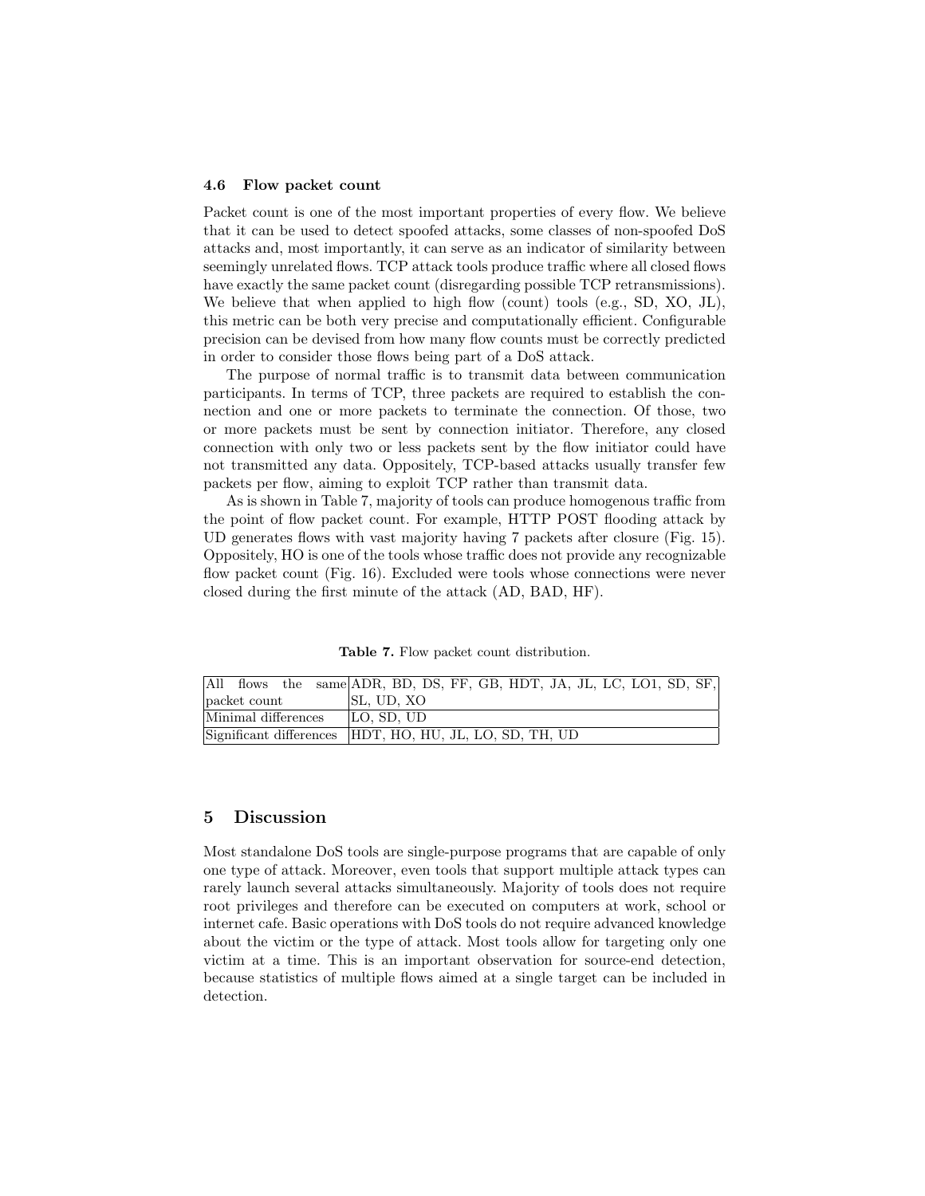### 4.6 Flow packet count

Packet count is one of the most important properties of every flow. We believe that it can be used to detect spoofed attacks, some classes of non-spoofed DoS attacks and, most importantly, it can serve as an indicator of similarity between seemingly unrelated flows. TCP attack tools produce traffic where all closed flows have exactly the same packet count (disregarding possible TCP retransmissions). We believe that when applied to high flow (count) tools (e.g., SD, XO, JL), this metric can be both very precise and computationally efficient. Configurable precision can be devised from how many flow counts must be correctly predicted in order to consider those flows being part of a DoS attack.

The purpose of normal traffic is to transmit data between communication participants. In terms of TCP, three packets are required to establish the connection and one or more packets to terminate the connection. Of those, two or more packets must be sent by connection initiator. Therefore, any closed connection with only two or less packets sent by the flow initiator could have not transmitted any data. Oppositely, TCP-based attacks usually transfer few packets per flow, aiming to exploit TCP rather than transmit data.

As is shown in Table 7, majority of tools can produce homogenous traffic from the point of flow packet count. For example, HTTP POST flooding attack by UD generates flows with vast majority having 7 packets after closure (Fig. 15). Oppositely, HO is one of the tools whose traffic does not provide any recognizable flow packet count (Fig. 16). Excluded were tools whose connections were never closed during the first minute of the attack (AD, BAD, HF).

**Table 7.** Flow packet count distribution.

| | |
|---|---|
| All flows the same packet count | ADR, BD, DS, FF, GB, HDT, JA, JL, LC, LO1, SD, SF, SL, UD, XO |
| Minimal differences | LO, SD, UD |
| Significant differences | HDT, HO, HU, JL, LO, SD, TH, UD |

## 5 Discussion

Most standalone DoS tools are single-purpose programs that are capable of only one type of attack. Moreover, even tools that support multiple attack types can rarely launch several attacks simultaneously. Majority of tools does not require root privileges and therefore can be executed on computers at work, school or internet cafe. Basic operations with DoS tools do not require advanced knowledge about the victim or the type of attack. Most tools allow for targeting only one victim at a time. This is an important observation for source-end detection, because statistics of multiple flows aimed at a single target can be included in detection.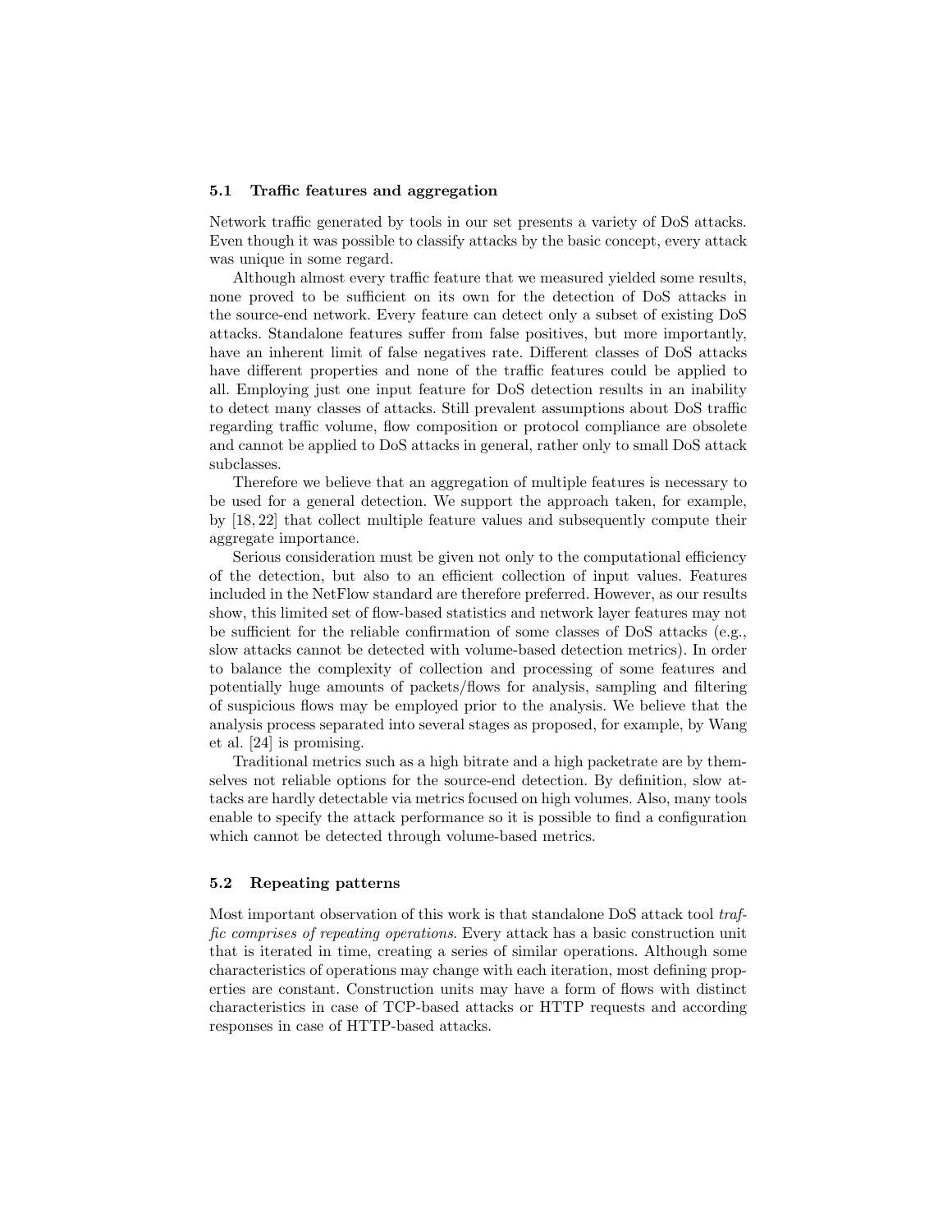### 5.1 Traffic features and aggregation

Network traffic generated by tools in our set presents a variety of DoS attacks. Even though it was possible to classify attacks by the basic concept, every attack was unique in some regard.

Although almost every traffic feature that we measured yielded some results, none proved to be sufficient on its own for the detection of DoS attacks in the source-end network. Every feature can detect only a subset of existing DoS attacks. Standalone features suffer from false positives, but more importantly, have an inherent limit of false negatives rate. Different classes of DoS attacks have different properties and none of the traffic features could be applied to all. Employing just one input feature for DoS detection results in an inability to detect many classes of attacks. Still prevalent assumptions about DoS traffic regarding traffic volume, flow composition or protocol compliance are obsolete and cannot be applied to DoS attacks in general, rather only to small DoS attack subclasses.

Therefore we believe that an aggregation of multiple features is necessary to be used for a general detection. We support the approach taken, for example, by [18, 22] that collect multiple feature values and subsequently compute their aggregate importance.

Serious consideration must be given not only to the computational efficiency of the detection, but also to an efficient collection of input values. Features included in the NetFlow standard are therefore preferred. However, as our results show, this limited set of flow-based statistics and network layer features may not be sufficient for the reliable confirmation of some classes of DoS attacks (e.g., slow attacks cannot be detected with volume-based detection metrics). In order to balance the complexity of collection and processing of some features and potentially huge amounts of packets/flows for analysis, sampling and filtering of suspicious flows may be employed prior to the analysis. We believe that the analysis process separated into several stages as proposed, for example, by Wang et al. [24] is promising.

Traditional metrics such as a high bitrate and a high packetrate are by themselves not reliable options for the source-end detection. By definition, slow attacks are hardly detectable via metrics focused on high volumes. Also, many tools enable to specify the attack performance so it is possible to find a configuration which cannot be detected through volume-based metrics.

### 5.2 Repeating patterns

Most important observation of this work is that standalone DoS attack tool *traffic comprises of repeating operations*. Every attack has a basic construction unit that is iterated in time, creating a series of similar operations. Although some characteristics of operations may change with each iteration, most defining properties are constant. Construction units may have a form of flows with distinct characteristics in case of TCP-based attacks or HTTP requests and according responses in case of HTTP-based attacks.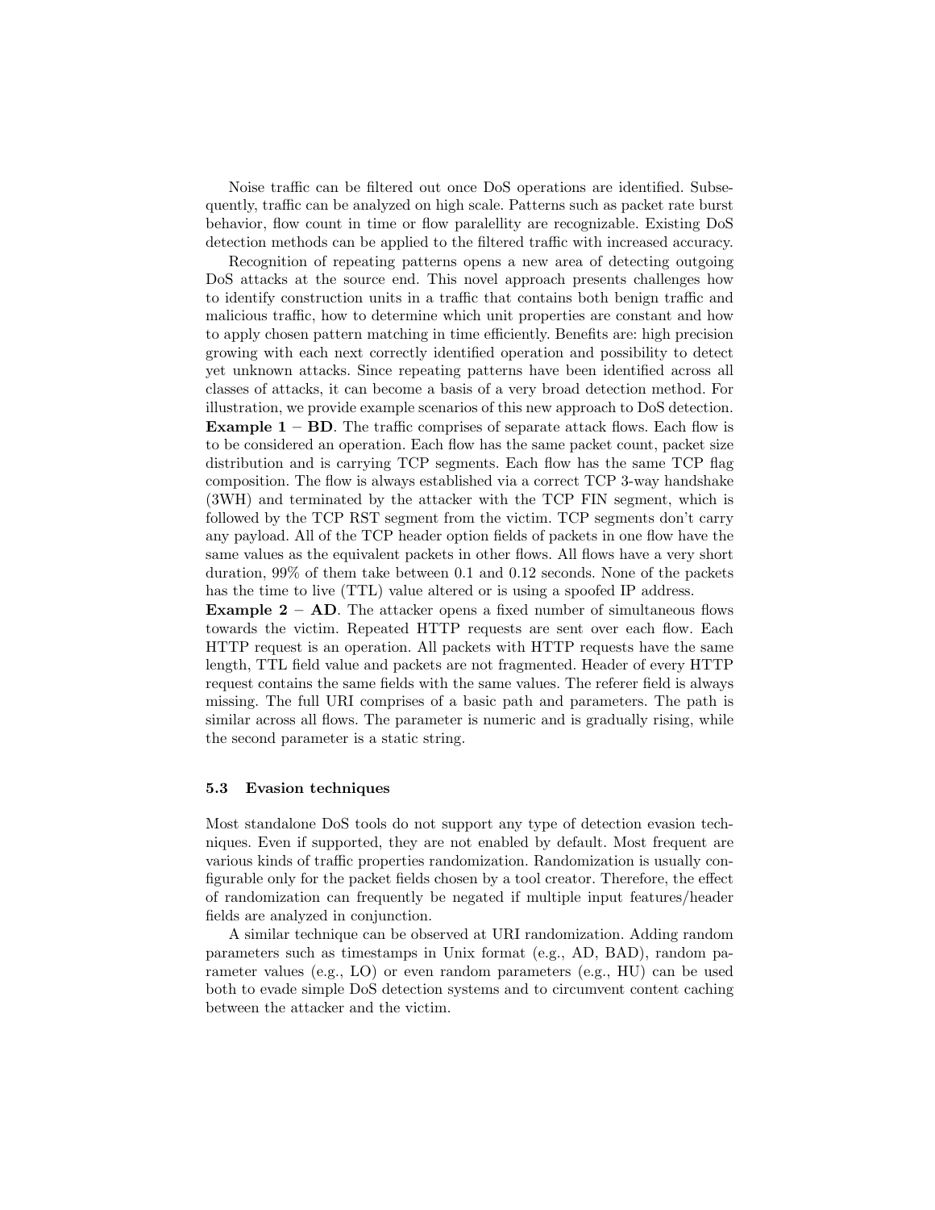Noise traffic can be filtered out once DoS operations are identified. Subsequently, traffic can be analyzed on high scale. Patterns such as packet rate burst behavior, flow count in time or flow paralellity are recognizable. Existing DoS detection methods can be applied to the filtered traffic with increased accuracy.

Recognition of repeating patterns opens a new area of detecting outgoing DoS attacks at the source end. This novel approach presents challenges how to identify construction units in a traffic that contains both benign traffic and malicious traffic, how to determine which unit properties are constant and how to apply chosen pattern matching in time efficiently. Benefits are: high precision growing with each next correctly identified operation and possibility to detect yet unknown attacks. Since repeating patterns have been identified across all classes of attacks, it can become a basis of a very broad detection method. For illustration, we provide example scenarios of this new approach to DoS detection.

**Example 1 – BD**. The traffic comprises of separate attack flows. Each flow is to be considered an operation. Each flow has the same packet count, packet size distribution and is carrying TCP segments. Each flow has the same TCP flag composition. The flow is always established via a correct TCP 3-way handshake (3WH) and terminated by the attacker with the TCP FIN segment, which is followed by the TCP RST segment from the victim. TCP segments don't carry any payload. All of the TCP header option fields of packets in one flow have the same values as the equivalent packets in other flows. All flows have a very short duration, 99% of them take between 0.1 and 0.12 seconds. None of the packets has the time to live (TTL) value altered or is using a spoofed IP address.

**Example 2 – AD**. The attacker opens a fixed number of simultaneous flows towards the victim. Repeated HTTP requests are sent over each flow. Each HTTP request is an operation. All packets with HTTP requests have the same length, TTL field value and packets are not fragmented. Header of every HTTP request contains the same fields with the same values. The referer field is always missing. The full URI comprises of a basic path and parameters. The path is similar across all flows. The parameter is numeric and is gradually rising, while the second parameter is a static string.

### 5.3 Evasion techniques

Most standalone DoS tools do not support any type of detection evasion techniques. Even if supported, they are not enabled by default. Most frequent are various kinds of traffic properties randomization. Randomization is usually configurable only for the packet fields chosen by a tool creator. Therefore, the effect of randomization can frequently be negated if multiple input features/header fields are analyzed in conjunction.

A similar technique can be observed at URI randomization. Adding random parameters such as timestamps in Unix format (e.g., AD, BAD), random parameter values (e.g., LO) or even random parameters (e.g., HU) can be used both to evade simple DoS detection systems and to circumvent content caching between the attacker and the victim.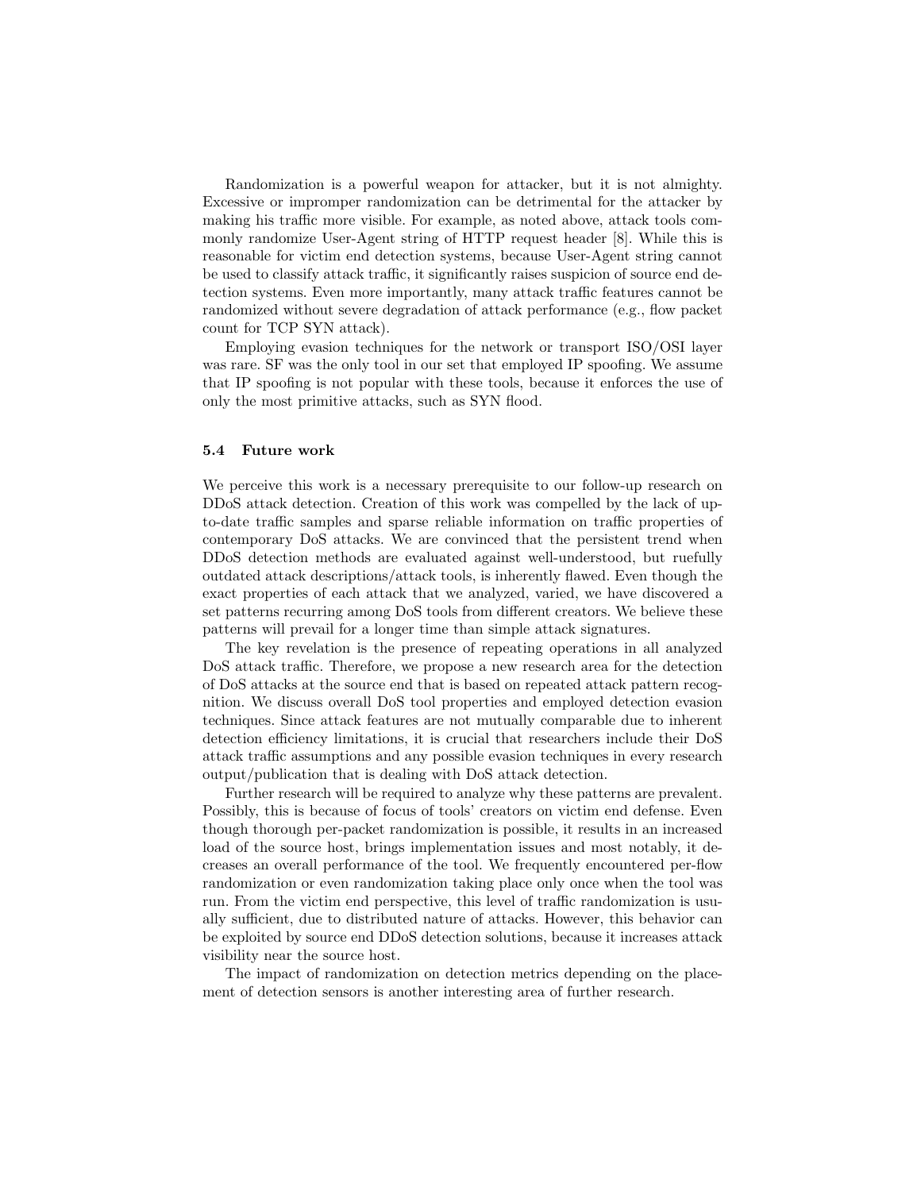Randomization is a powerful weapon for attacker, but it is not almighty. Excessive or impropper randomization can be detrimental for the attacker by making his traffic more visible. For example, as noted above, attack tools commonly randomize User-Agent string of HTTP request header [8]. While this is reasonable for victim end detection systems, because User-Agent string cannot be used to classify attack traffic, it significantly raises suspicion of source end detection systems. Even more importantly, many attack traffic features cannot be randomized without severe degradation of attack performance (e.g., flow packet count for TCP SYN attack).

Employing evasion techniques for the network or transport ISO/OSI layer was rare. SF was the only tool in our set that employed IP spoofing. We assume that IP spoofing is not popular with these tools, because it enforces the use of only the most primitive attacks, such as SYN flood.

### 5.4 Future work

We perceive this work is a necessary prerequisite to our follow-up research on DDoS attack detection. Creation of this work was compelled by the lack of up-to-date traffic samples and sparse reliable information on traffic properties of contemporary DoS attacks. We are convinced that the persistent trend when DDoS detection methods are evaluated against well-understood, but ruefully outdated attack descriptions/attack tools, is inherently flawed. Even though the exact properties of each attack that we analyzed, varied, we have discovered a set patterns recurring among DoS tools from different creators. We believe these patterns will prevail for a longer time than simple attack signatures.

The key revelation is the presence of repeating operations in all analyzed DoS attack traffic. Therefore, we propose a new research area for the detection of DoS attacks at the source end that is based on repeated attack pattern recognition. We discuss overall DoS tool properties and employed detection evasion techniques. Since attack features are not mutually comparable due to inherent detection efficiency limitations, it is crucial that researchers include their DoS attack traffic assumptions and any possible evasion techniques in every research output/publication that is dealing with DoS attack detection.

Further research will be required to analyze why these patterns are prevalent. Possibly, this is because of focus of tools' creators on victim end defense. Even though thorough per-packet randomization is possible, it results in an increased load of the source host, brings implementation issues and most notably, it decreases an overall performance of the tool. We frequently encountered per-flow randomization or even randomization taking place only once when the tool was run. From the victim end perspective, this level of traffic randomization is usually sufficient, due to distributed nature of attacks. However, this behavior can be exploited by source end DDoS detection solutions, because it increases attack visibility near the source host.

The impact of randomization on detection metrics depending on the placement of detection sensors is another interesting area of further research.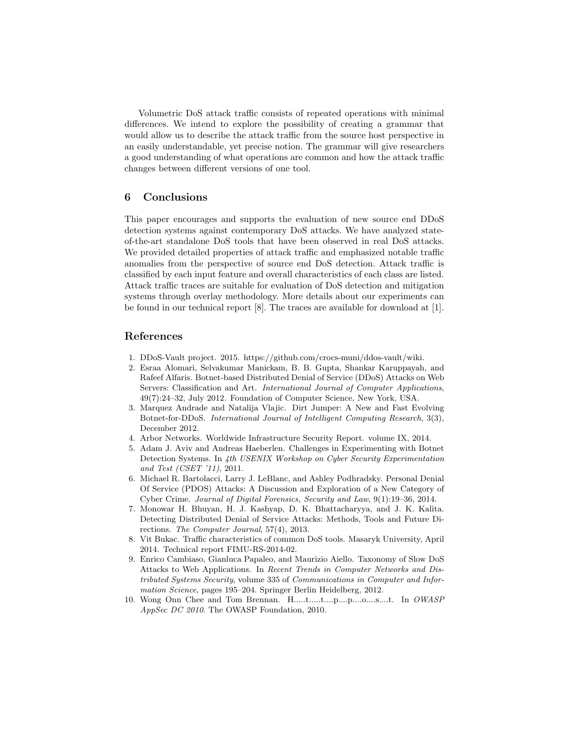Volumetric DoS attack traffic consists of repeated operations with minimal differences. We intend to explore the possibility of creating a grammar that would allow us to describe the attack traffic from the source host perspective in an easily understandable, yet precise notion. The grammar will give researchers a good understanding of what operations are common and how the attack traffic changes between different versions of one tool.

## 6 Conclusions

This paper encourages and supports the evaluation of new source end DDoS detection systems against contemporary DoS attacks. We have analyzed state-of-the-art standalone DoS tools that have been observed in real DoS attacks. We provided detailed properties of attack traffic and emphasized notable traffic anomalies from the perspective of source end DoS detection. Attack traffic is classified by each input feature and overall characteristics of each class are listed. Attack traffic traces are suitable for evaluation of DoS detection and mitigation systems through overlay methodology. More details about our experiments can be found in our technical report [8]. The traces are available for download at [1].

## References

1. DDoS-Vault project. 2015. https://github.com/crocs-muni/ddos-vault/wiki.
2. Esraa Alomari, Selvakumar Manickam, B. B. Gupta, Shankar Karuppayah, and Rafeef Alfaris. Botnet-based Distributed Denial of Service (DDoS) Attacks on Web Servers: Classification and Art. *International Journal of Computer Applications*, 49(7):24–32, July 2012. Foundation of Computer Science, New York, USA.
3. Marquez Andrade and Natalija Vlajic. Dirt Jumper: A New and Fast Evolving Botnet-for-DDoS. *International Journal of Intelligent Computing Research*, 3(3), December 2012.
4. Arbor Networks. Worldwide Infrastructure Security Report. volume IX, 2014.
5. Adam J. Aviv and Andreas Haeberlen. Challenges in Experimenting with Botnet Detection Systems. In *4th USENIX Workshop on Cyber Security Experimentation and Test (CSET '11)*, 2011.
6. Michael R. Bartolacci, Larry J. LeBlanc, and Ashley Podhradsky. Personal Denial Of Service (PDOS) Attacks: A Discussion and Exploration of a New Category of Cyber Crime. *Journal of Digital Forensics, Security and Law*, 9(1):19–36, 2014.
7. Monowar H. Bhuyan, H. J. Kashyap, D. K. Bhattacharyya, and J. K. Kalita. Detecting Distributed Denial of Service Attacks: Methods, Tools and Future Directions. *The Computer Journal*, 57(4), 2013.
8. Vit Bukac. Traffic characteristics of common DoS tools. Masaryk University, April 2014. Technical report FIMU-RS-2014-02.
9. Enrico Cambiaso, Gianluca Papaleo, and Maurizio Aiello. Taxonomy of Slow DoS Attacks to Web Applications. In *Recent Trends in Computer Networks and Distributed Systems Security*, volume 335 of *Communications in Computer and Information Science*, pages 195–204. Springer Berlin Heidelberg, 2012.
10. Wong Onn Chee and Tom Brennan. H.....t.....t....p....p....o....s....t. In *OWASP AppSec DC 2010*. The OWASP Foundation, 2010.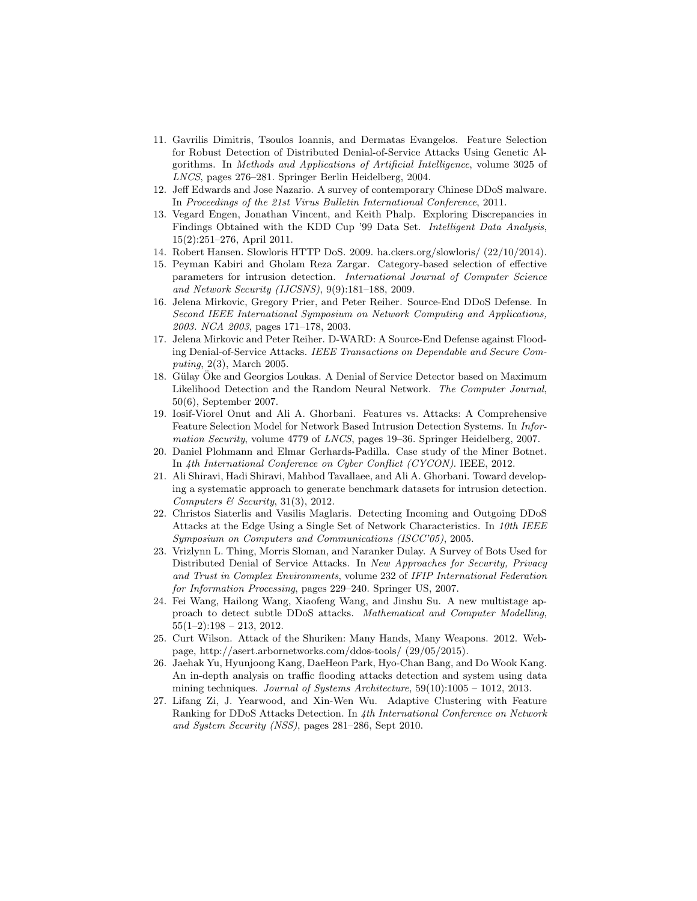11. Gavrilis Dimitris, Tsoulos Ioannis, and Dermatas Evangelos. Feature Selection for Robust Detection of Distributed Denial-of-Service Attacks Using Genetic Algorithms. In *Methods and Applications of Artificial Intelligence*, volume 3025 of *LNCS*, pages 276–281. Springer Berlin Heidelberg, 2004.
12. Jeff Edwards and Jose Nazario. A survey of contemporary Chinese DDoS malware. In *Proceedings of the 21st Virus Bulletin International Conference*, 2011.
13. Vegard Engen, Jonathan Vincent, and Keith Phalp. Exploring Discrepancies in Findings Obtained with the KDD Cup '99 Data Set. *Intelligent Data Analysis*, 15(2):251–276, April 2011.
14. Robert Hansen. Slowloris HTTP DoS. 2009. ha.ckers.org/slowloris/ (22/10/2014).
15. Peyman Kabiri and Gholam Reza Zargar. Category-based selection of effective parameters for intrusion detection. *International Journal of Computer Science and Network Security (IJCSNS)*, 9(9):181–188, 2009.
16. Jelena Mirkovic, Gregory Prier, and Peter Reiher. Source-End DDoS Defense. In *Second IEEE International Symposium on Network Computing and Applications, 2003. NCA 2003*, pages 171–178, 2003.
17. Jelena Mirkovic and Peter Reiher. D-WARD: A Source-End Defense against Flooding Denial-of-Service Attacks. *IEEE Transactions on Dependable and Secure Computing*, 2(3), March 2005.
18. Gülay Öke and Georgios Loukas. A Denial of Service Detector based on Maximum Likelihood Detection and the Random Neural Network. *The Computer Journal*, 50(6), September 2007.
19. Iosif-Viorel Onut and Ali A. Ghorbani. Features vs. Attacks: A Comprehensive Feature Selection Model for Network Based Intrusion Detection Systems. In *Information Security*, volume 4779 of *LNCS*, pages 19–36. Springer Heidelberg, 2007.
20. Daniel Plohmann and Elmar Gerhards-Padilla. Case study of the Miner Botnet. In *4th International Conference on Cyber Conflict (CYCON)*. IEEE, 2012.
21. Ali Shiravi, Hadi Shiravi, Mahbod Tavallaee, and Ali A. Ghorbani. Toward developing a systematic approach to generate benchmark datasets for intrusion detection. *Computers & Security*, 31(3), 2012.
22. Christos Siaterlis and Vasilis Maglaris. Detecting Incoming and Outgoing DDoS Attacks at the Edge Using a Single Set of Network Characteristics. In *10th IEEE Symposium on Computers and Communications (ISCC'05)*, 2005.
23. Vrizlynn L. Thing, Morris Sloman, and Naranker Dulay. A Survey of Bots Used for Distributed Denial of Service Attacks. In *New Approaches for Security, Privacy and Trust in Complex Environments*, volume 232 of *IFIP International Federation for Information Processing*, pages 229–240. Springer US, 2007.
24. Fei Wang, Hailong Wang, Xiaofeng Wang, and Jinshu Su. A new multistage approach to detect subtle DDoS attacks. *Mathematical and Computer Modelling*, 55(1–2):198 – 213, 2012.
25. Curt Wilson. Attack of the Shuriken: Many Hands, Many Weapons. 2012. Webpage, http://asert.arbornetworks.com/ddos-tools/ (29/05/2015).
26. Jaehak Yu, Hyunjoong Kang, DaeHeon Park, Hyo-Chan Bang, and Do Wook Kang. An in-depth analysis on traffic flooding attacks detection and system using data mining techniques. *Journal of Systems Architecture*, 59(10):1005 – 1012, 2013.
27. Lifang Zi, J. Yearwood, and Xin-Wen Wu. Adaptive Clustering with Feature Ranking for DDoS Attacks Detection. In *4th International Conference on Network and System Security (NSS)*, pages 281–286, Sept 2010.